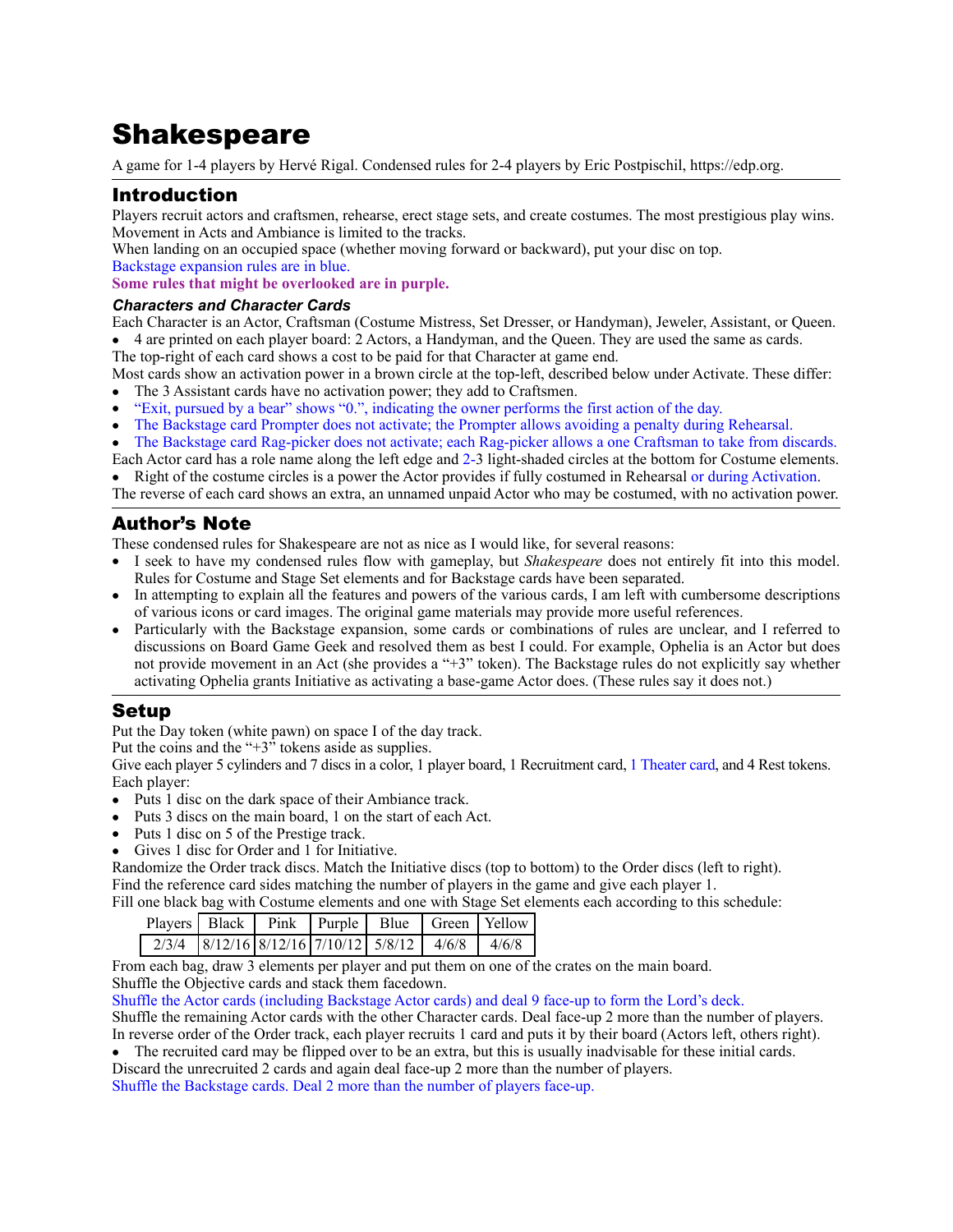# Shakespeare

A game for 1-4 players by Hervé Rigal. Condensed rules for 2-4 players by Eric Postpischil, https://edp.org.

## Introduction

Players recruit actors and craftsmen, rehearse, erect stage sets, and create costumes. The most prestigious play wins.
Movement in Acts and Ambiance is limited to the tracks.
When landing on an occupied space (whether moving forward or backward), put your disc on top.
Backstage expansion rules are in blue.
**Some rules that might be overlooked are in purple.**

### *Characters and Character Cards*

Each Character is an Actor, Craftsman (Costume Mistress, Set Dresser, or Handyman), Jeweler, Assistant, or Queen.

- 4 are printed on each player board: 2 Actors, a Handyman, and the Queen. They are used the same as cards.

The top-right of each card shows a cost to be paid for that Character at game end.
Most cards show an activation power in a brown circle at the top-left, described below under Activate. These differ:

- The 3 Assistant cards have no activation power; they add to Craftsmen.
- "Exit, pursued by a bear" shows "0.", indicating the owner performs the first action of the day.
- The Backstage card Prompter does not activate; the Prompter allows avoiding a penalty during Rehearsal.
- The Backstage card Rag-picker does not activate; each Rag-picker allows a one Craftsman to take from discards.

Each Actor card has a role name along the left edge and 2-3 light-shaded circles at the bottom for Costume elements.

- Right of the costume circles is a power the Actor provides if fully costumed in Rehearsal or during Activation.

The reverse of each card shows an extra, an unnamed unpaid Actor who may be costumed, with no activation power.

## Author's Note

These condensed rules for Shakespeare are not as nice as I would like, for several reasons:

- I seek to have my condensed rules flow with gameplay, but *Shakespeare* does not entirely fit into this model. Rules for Costume and Stage Set elements and for Backstage cards have been separated.
- In attempting to explain all the features and powers of the various cards, I am left with cumbersome descriptions of various icons or card images. The original game materials may provide more useful references.
- Particularly with the Backstage expansion, some cards or combinations of rules are unclear, and I referred to discussions on Board Game Geek and resolved them as best I could. For example, Ophelia is an Actor but does not provide movement in an Act (she provides a "+3" token). The Backstage rules do not explicitly say whether activating Ophelia grants Initiative as activating a base-game Actor does. (These rules say it does not.)

## Setup

Put the Day token (white pawn) on space I of the day track.
Put the coins and the "+3" tokens aside as supplies.
Give each player 5 cylinders and 7 discs in a color, 1 player board, 1 Recruitment card, 1 Theater card, and 4 Rest tokens.
Each player:

- Puts 1 disc on the dark space of their Ambiance track.
- Puts 3 discs on the main board, 1 on the start of each Act.
- Puts 1 disc on 5 of the Prestige track.
- Gives 1 disc for Order and 1 for Initiative.

Randomize the Order track discs. Match the Initiative discs (top to bottom) to the Order discs (left to right).
Find the reference card sides matching the number of players in the game and give each player 1.
Fill one black bag with Costume elements and one with Stage Set elements each according to this schedule:

| Players | Black | Pink | Purple | Blue | Green | Yellow |
|---|---|---|---|---|---|---|
| 2/3/4 | 8/12/16 | 8/12/16 | 7/10/12 | 5/8/12 | 4/6/8 | 4/6/8 |

From each bag, draw 3 elements per player and put them on one of the crates on the main board.
Shuffle the Objective cards and stack them facedown.
Shuffle the Actor cards (including Backstage Actor cards) and deal 9 face-up to form the Lord's deck.
Shuffle the remaining Actor cards with the other Character cards. Deal face-up 2 more than the number of players.
In reverse order of the Order track, each player recruits 1 card and puts it by their board (Actors left, others right).

- The recruited card may be flipped over to be an extra, but this is usually inadvisable for these initial cards.

Discard the unrecruited 2 cards and again deal face-up 2 more than the number of players.
Shuffle the Backstage cards. Deal 2 more than the number of players face-up.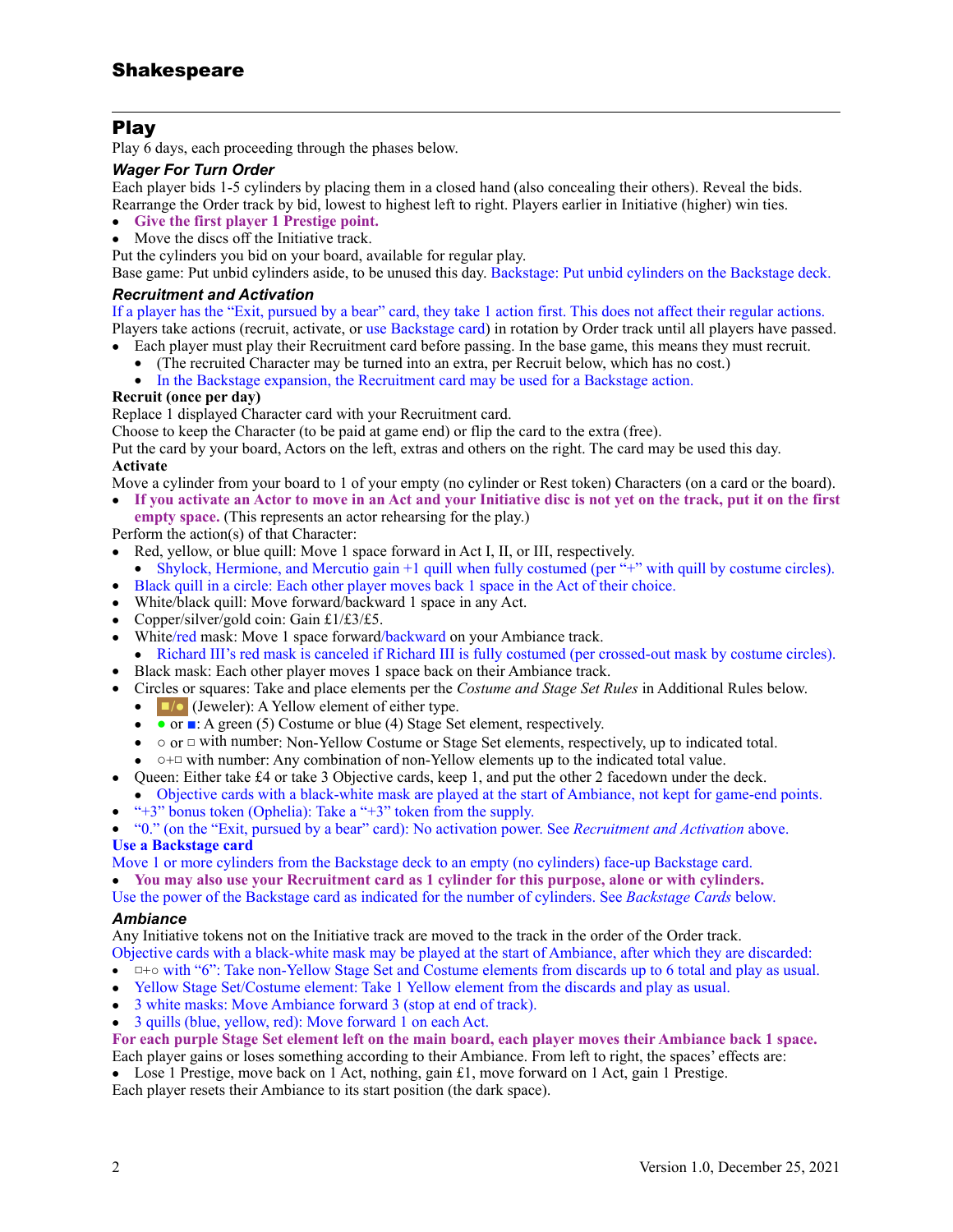## Play

Play 6 days, each proceeding through the phases below.

### Wager For Turn Order

Each player bids 1-5 cylinders by placing them in a closed hand (also concealing their others). Reveal the bids. Rearrange the Order track by bid, lowest to highest left to right. Players earlier in Initiative (higher) win ties.

- **Give the first player 1 Prestige point.**
- Move the discs off the Initiative track.

Put the cylinders you bid on your board, available for regular play.

Base game: Put unbid cylinders aside, to be unused this day. Backstage: Put unbid cylinders on the Backstage deck.

### Recruitment and Activation

If a player has the "Exit, pursued by a bear" card, they take 1 action first. This does not affect their regular actions.

Players take actions (recruit, activate, or use Backstage card) in rotation by Order track until all players have passed.

- Each player must play their Recruitment card before passing. In the base game, this means they must recruit.
  - (The recruited Character may be turned into an extra, per Recruit below, which has no cost.)
  - In the Backstage expansion, the Recruitment card may be used for a Backstage action.

**Recruit (once per day)**

Replace 1 displayed Character card with your Recruitment card.

Choose to keep the Character (to be paid at game end) or flip the card to the extra (free).

Put the card by your board, Actors on the left, extras and others on the right. The card may be used this day.

**Activate**

Move a cylinder from your board to 1 of your empty (no cylinder or Rest token) Characters (on a card or the board).

- **If you activate an Actor to move in an Act and your Initiative disc is not yet on the track, put it on the first empty space.** (This represents an actor rehearsing for the play.)

Perform the action(s) of that Character:

- Red, yellow, or blue quill: Move 1 space forward in Act I, II, or III, respectively.
  - Shylock, Hermione, and Mercutio gain +1 quill when fully costumed (per "+" with quill by costume circles).
- Black quill in a circle: Each other player moves back 1 space in the Act of their choice.
- White/black quill: Move forward/backward 1 space in any Act.
- Copper/silver/gold coin: Gain £1/£3/£5.
- White/red mask: Move 1 space forward/backward on your Ambiance track.
  - Richard III's red mask is canceled if Richard III is fully costumed (per crossed-out mask by costume circles).
- Black mask: Each other player moves 1 space back on their Ambiance track.
- Circles or squares: Take and place elements per the *Costume and Stage Set Rules* in Additional Rules below.
  - ■/● (Jeweler): A Yellow element of either type.
  - ● or ■: A green (5) Costume or blue (4) Stage Set element, respectively.
  - ○ or □ with number: Non-Yellow Costume or Stage Set elements, respectively, up to indicated total.
  - ○+□ with number: Any combination of non-Yellow elements up to the indicated total value.
- Queen: Either take £4 or take 3 Objective cards, keep 1, and put the other 2 facedown under the deck.
  - Objective cards with a black-white mask are played at the start of Ambiance, not kept for game-end points.
- "+3" bonus token (Ophelia): Take a "+3" token from the supply.
- "0." (on the "Exit, pursued by a bear" card): No activation power. See *Recruitment and Activation* above.

**Use a Backstage card**

Move 1 or more cylinders from the Backstage deck to an empty (no cylinders) face-up Backstage card.

- **You may also use your Recruitment card as 1 cylinder for this purpose, alone or with cylinders.**

Use the power of the Backstage card as indicated for the number of cylinders. See *Backstage Cards* below.

### Ambiance

Any Initiative tokens not on the Initiative track are moved to the track in the order of the Order track.

Objective cards with a black-white mask may be played at the start of Ambiance, after which they are discarded:

- □+○ with "6": Take non-Yellow Stage Set and Costume elements from discards up to 6 total and play as usual.
- Yellow Stage Set/Costume element: Take 1 Yellow element from the discards and play as usual.
- 3 white masks: Move Ambiance forward 3 (stop at end of track).
- 3 quills (blue, yellow, red): Move forward 1 on each Act.

**For each purple Stage Set element left on the main board, each player moves their Ambiance back 1 space.**

Each player gains or loses something according to their Ambiance. From left to right, the spaces' effects are:

- Lose 1 Prestige, move back on 1 Act, nothing, gain £1, move forward on 1 Act, gain 1 Prestige.

Each player resets their Ambiance to its start position (the dark space).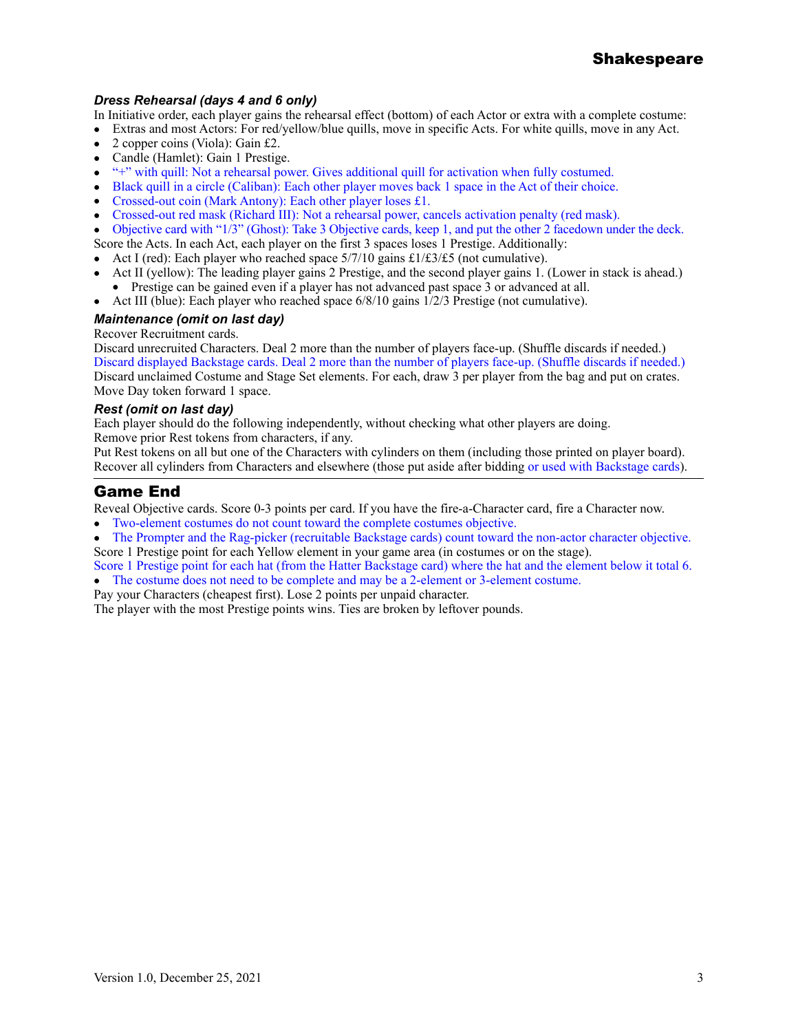### *Dress Rehearsal (days 4 and 6 only)*

In Initiative order, each player gains the rehearsal effect (bottom) of each Actor or extra with a complete costume:

- Extras and most Actors: For red/yellow/blue quills, move in specific Acts. For white quills, move in any Act.
- 2 copper coins (Viola): Gain £2.
- Candle (Hamlet): Gain 1 Prestige.
- "+" with quill: Not a rehearsal power. Gives additional quill for activation when fully costumed.
- Black quill in a circle (Caliban): Each other player moves back 1 space in the Act of their choice.
- Crossed-out coin (Mark Antony): Each other player loses £1.
- Crossed-out red mask (Richard III): Not a rehearsal power, cancels activation penalty (red mask).
- Objective card with "1/3" (Ghost): Take 3 Objective cards, keep 1, and put the other 2 facedown under the deck.

Score the Acts. In each Act, each player on the first 3 spaces loses 1 Prestige. Additionally:

- Act I (red): Each player who reached space 5/7/10 gains £1/£3/£5 (not cumulative).
- Act II (yellow): The leading player gains 2 Prestige, and the second player gains 1. (Lower in stack is ahead.)
  - Prestige can be gained even if a player has not advanced past space 3 or advanced at all.
- Act III (blue): Each player who reached space 6/8/10 gains 1/2/3 Prestige (not cumulative).

### *Maintenance (omit on last day)*

Recover Recruitment cards.

Discard unrecruited Characters. Deal 2 more than the number of players face-up. (Shuffle discards if needed.)

Discard displayed Backstage cards. Deal 2 more than the number of players face-up. (Shuffle discards if needed.)

Discard unclaimed Costume and Stage Set elements. For each, draw 3 per player from the bag and put on crates.

Move Day token forward 1 space.

### *Rest (omit on last day)*

Each player should do the following independently, without checking what other players are doing.

Remove prior Rest tokens from characters, if any.

Put Rest tokens on all but one of the Characters with cylinders on them (including those printed on player board).

Recover all cylinders from Characters and elsewhere (those put aside after bidding or used with Backstage cards).

## Game End

Reveal Objective cards. Score 0-3 points per card. If you have the fire-a-Character card, fire a Character now.

- Two-element costumes do not count toward the complete costumes objective.
- The Prompter and the Rag-picker (recruitable Backstage cards) count toward the non-actor character objective.

Score 1 Prestige point for each Yellow element in your game area (in costumes or on the stage).

Score 1 Prestige point for each hat (from the Hatter Backstage card) where the hat and the element below it total 6.

- The costume does not need to be complete and may be a 2-element or 3-element costume.

Pay your Characters (cheapest first). Lose 2 points per unpaid character.

The player with the most Prestige points wins. Ties are broken by leftover pounds.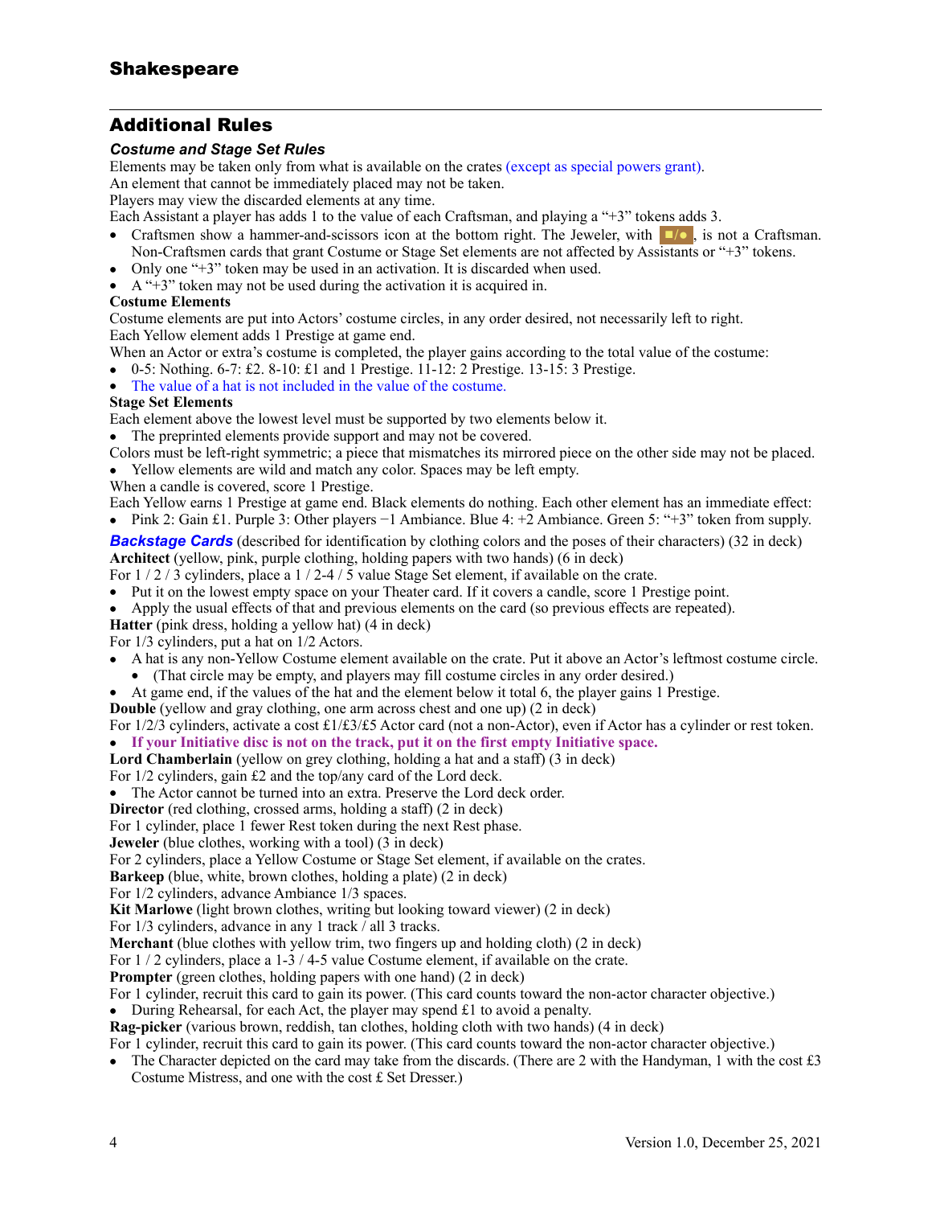## Additional Rules

### *Costume and Stage Set Rules*

Elements may be taken only from what is available on the crates (except as special powers grant).
An element that cannot be immediately placed may not be taken.
Players may view the discarded elements at any time.
Each Assistant a player has adds 1 to the value of each Craftsman, and playing a "+3" tokens adds 3.

- Craftsmen show a hammer-and-scissors icon at the bottom right. The Jeweler, with ■/●, is not a Craftsman. Non-Craftsmen cards that grant Costume or Stage Set elements are not affected by Assistants or "+3" tokens.
- Only one "+3" token may be used in an activation. It is discarded when used.
- A "+3" token may not be used during the activation it is acquired in.

**Costume Elements**

Costume elements are put into Actors' costume circles, in any order desired, not necessarily left to right.
Each Yellow element adds 1 Prestige at game end.
When an Actor or extra's costume is completed, the player gains according to the total value of the costume:

- 0-5: Nothing. 6-7: £2. 8-10: £1 and 1 Prestige. 11-12: 2 Prestige. 13-15: 3 Prestige.
- The value of a hat is not included in the value of the costume.

**Stage Set Elements**

Each element above the lowest level must be supported by two elements below it.

- The preprinted elements provide support and may not be covered.

Colors must be left-right symmetric; a piece that mismatches its mirrored piece on the other side may not be placed.

- Yellow elements are wild and match any color. Spaces may be left empty.

When a candle is covered, score 1 Prestige.
Each Yellow earns 1 Prestige at game end. Black elements do nothing. Each other element has an immediate effect:

- Pink 2: Gain £1. Purple 3: Other players −1 Ambiance. Blue 4: +2 Ambiance. Green 5: "+3" token from supply.

***Backstage Cards*** (described for identification by clothing colors and the poses of their characters) (32 in deck)

**Architect** (yellow, pink, purple clothing, holding papers with two hands) (6 in deck)
For 1 / 2 / 3 cylinders, place a 1 / 2-4 / 5 value Stage Set element, if available on the crate.

- Put it on the lowest empty space on your Theater card. If it covers a candle, score 1 Prestige point.
- Apply the usual effects of that and previous elements on the card (so previous effects are repeated).

**Hatter** (pink dress, holding a yellow hat) (4 in deck)
For 1/3 cylinders, put a hat on 1/2 Actors.

- A hat is any non-Yellow Costume element available on the crate. Put it above an Actor's leftmost costume circle.
  - (That circle may be empty, and players may fill costume circles in any order desired.)
- At game end, if the values of the hat and the element below it total 6, the player gains 1 Prestige.

**Double** (yellow and gray clothing, one arm across chest and one up) (2 in deck)
For 1/2/3 cylinders, activate a cost £1/£3/£5 Actor card (not a non-Actor), even if Actor has a cylinder or rest token.

- **If your Initiative disc is not on the track, put it on the first empty Initiative space.**

**Lord Chamberlain** (yellow on grey clothing, holding a hat and a staff) (3 in deck)
For 1/2 cylinders, gain £2 and the top/any card of the Lord deck.

- The Actor cannot be turned into an extra. Preserve the Lord deck order.

**Director** (red clothing, crossed arms, holding a staff) (2 in deck)
For 1 cylinder, place 1 fewer Rest token during the next Rest phase.

**Jeweler** (blue clothes, working with a tool) (3 in deck)
For 2 cylinders, place a Yellow Costume or Stage Set element, if available on the crates.

**Barkeep** (blue, white, brown clothes, holding a plate) (2 in deck)
For 1/2 cylinders, advance Ambiance 1/3 spaces.

**Kit Marlowe** (light brown clothes, writing but looking toward viewer) (2 in deck)
For 1/3 cylinders, advance in any 1 track / all 3 tracks.

**Merchant** (blue clothes with yellow trim, two fingers up and holding cloth) (2 in deck)
For 1 / 2 cylinders, place a 1-3 / 4-5 value Costume element, if available on the crate.

**Prompter** (green clothes, holding papers with one hand) (2 in deck)
For 1 cylinder, recruit this card to gain its power. (This card counts toward the non-actor character objective.)

- During Rehearsal, for each Act, the player may spend £1 to avoid a penalty.

**Rag-picker** (various brown, reddish, tan clothes, holding cloth with two hands) (4 in deck)
For 1 cylinder, recruit this card to gain its power. (This card counts toward the non-actor character objective.)

- The Character depicted on the card may take from the discards. (There are 2 with the Handyman, 1 with the cost £3 Costume Mistress, and one with the cost £ Set Dresser.)